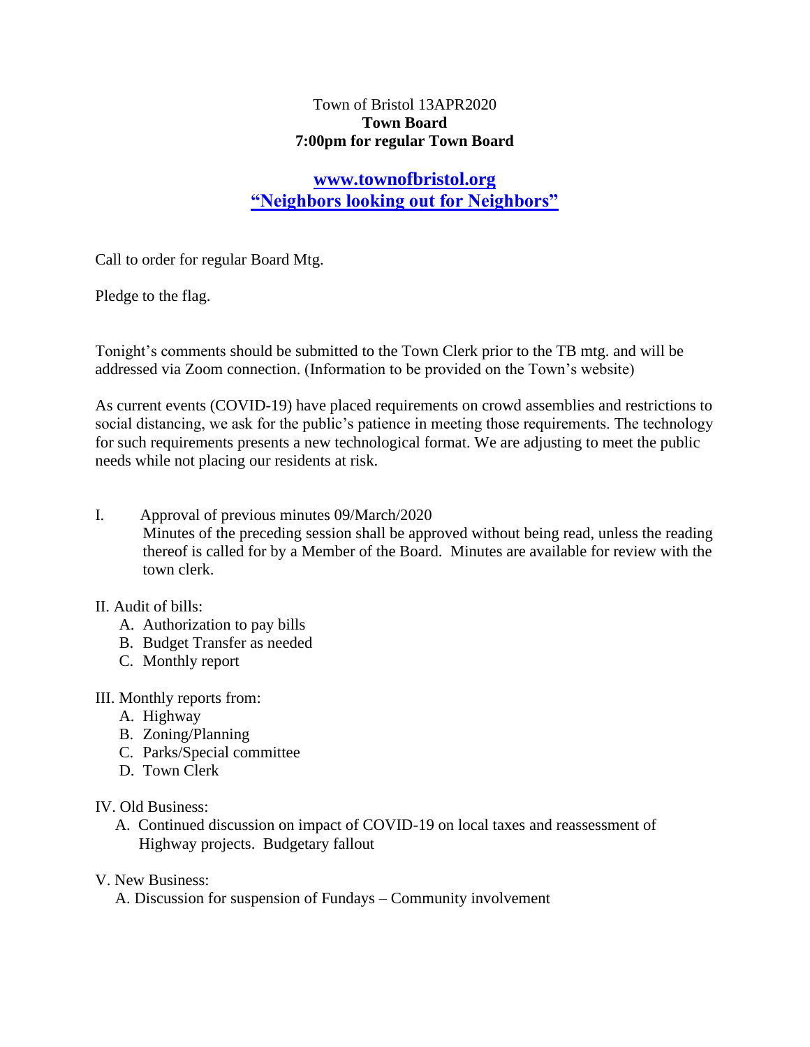Town of Bristol 13APR2020

**Town Board**

**7:00pm for regular Town Board**

**[www.townofbristol.org](http://www.townofbristol.org)**

**"Neighbors looking out for Neighbors"**

Call to order for regular Board Mtg.

Pledge to the flag.

Tonight's comments should be submitted to the Town Clerk prior to the TB mtg. and will be addressed via Zoom connection. (Information to be provided on the Town's website)

As current events (COVID-19) have placed requirements on crowd assemblies and restrictions to social distancing, we ask for the public's patience in meeting those requirements. The technology for such requirements presents a new technological format. We are adjusting to meet the public needs while not placing our residents at risk.

I. Approval of previous minutes 09/March/2020

Minutes of the preceding session shall be approved without being read, unless the reading thereof is called for by a Member of the Board. Minutes are available for review with the town clerk.

II. Audit of bills:

A. Authorization to pay bills
B. Budget Transfer as needed
C. Monthly report

III. Monthly reports from:

A. Highway
B. Zoning/Planning
C. Parks/Special committee
D. Town Clerk

IV. Old Business:

A. Continued discussion on impact of COVID-19 on local taxes and reassessment of Highway projects. Budgetary fallout

V. New Business:

A. Discussion for suspension of Fundays – Community involvement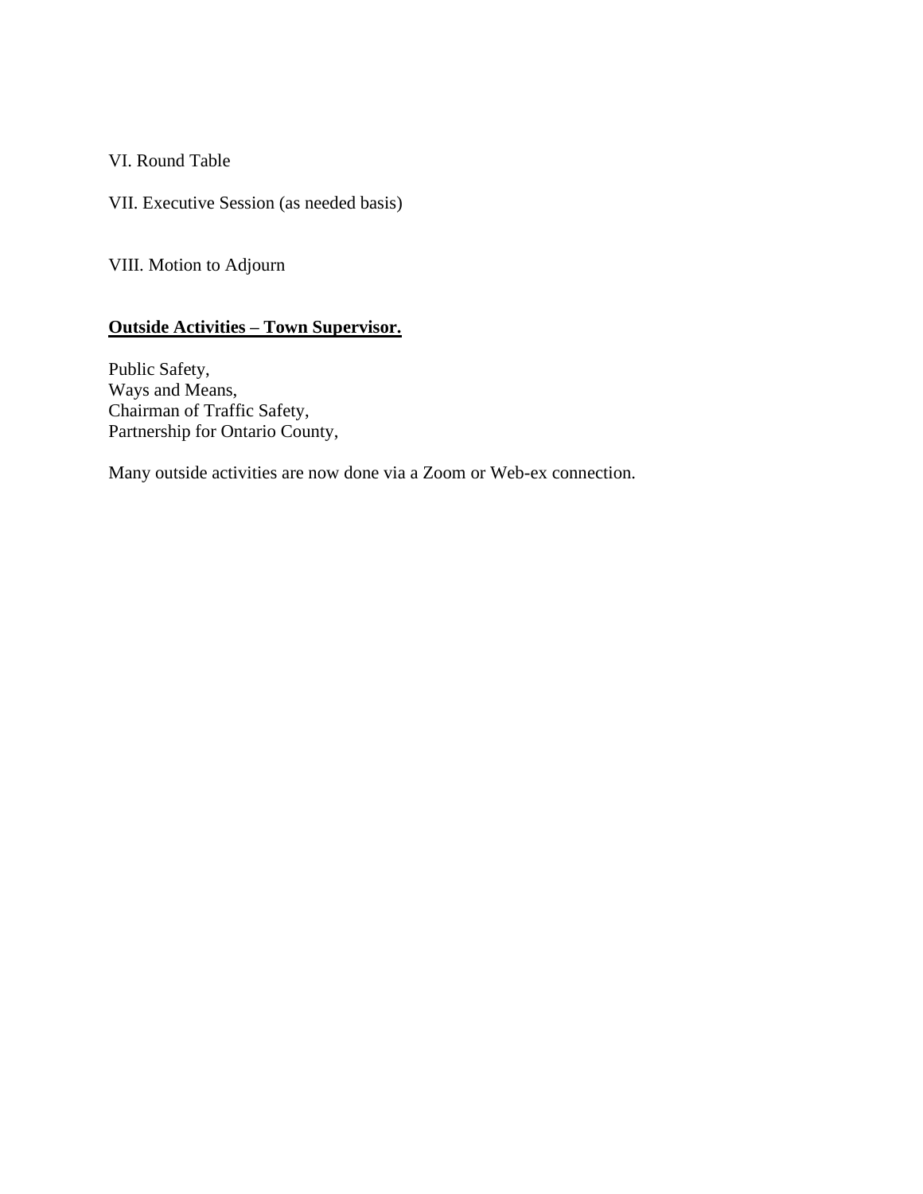VI. Round Table

VII. Executive Session (as needed basis)

VIII. Motion to Adjourn

**Outside Activities – Town Supervisor.**

Public Safety,
Ways and Means,
Chairman of Traffic Safety,
Partnership for Ontario County,

Many outside activities are now done via a Zoom or Web-ex connection.